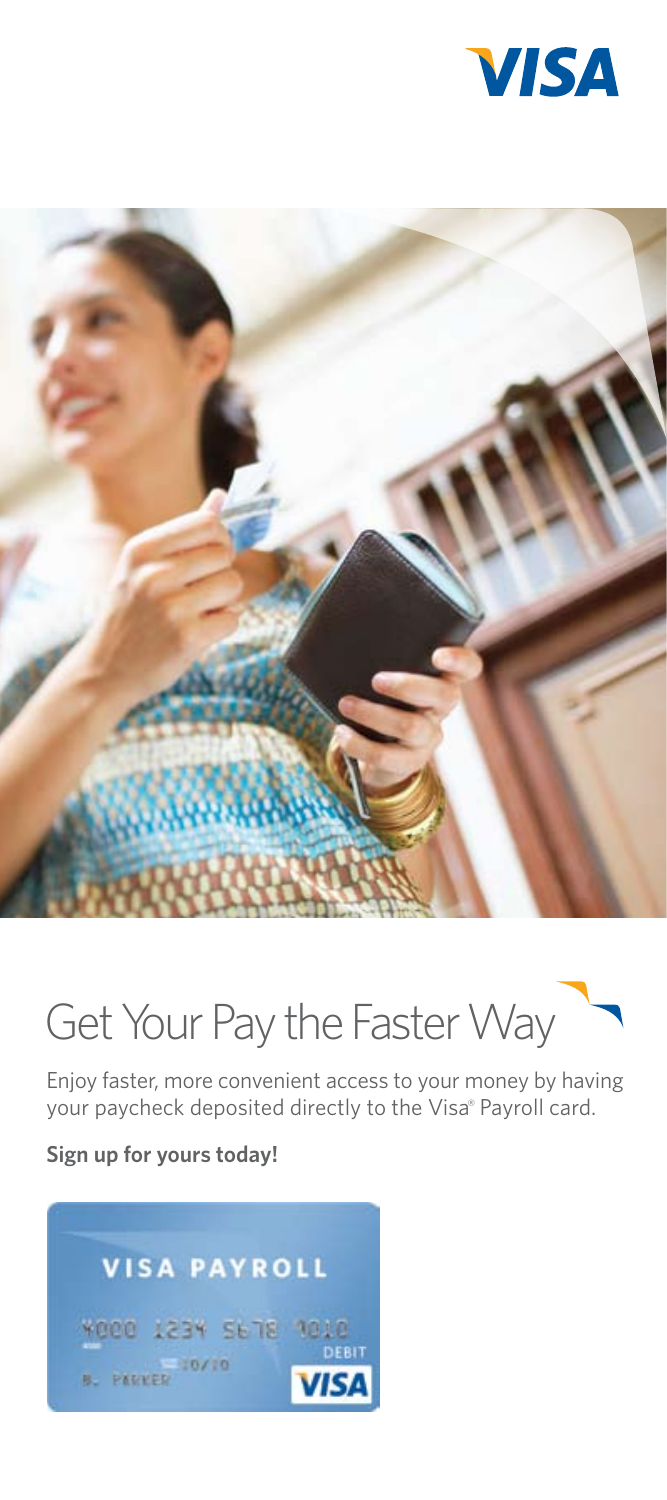# Get Your Pay the Faster Way

Enjoy faster, more convenient access to your money by having your paycheck deposited directly to the Visa® Payroll card.

**Sign up for yours today!**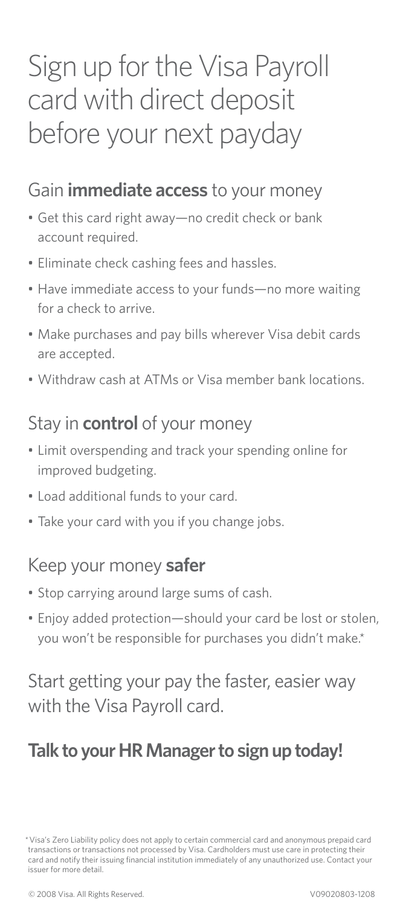# Sign up for the Visa Payroll card with direct deposit before your next payday

## Gain **immediate access** to your money

- Get this card right away—no credit check or bank account required.
- Eliminate check cashing fees and hassles.
- Have immediate access to your funds—no more waiting for a check to arrive.
- Make purchases and pay bills wherever Visa debit cards are accepted.
- Withdraw cash at ATMs or Visa member bank locations.

## Stay in **control** of your money

- Limit overspending and track your spending online for improved budgeting.
- Load additional funds to your card.
- Take your card with you if you change jobs.

## Keep your money **safer**

- Stop carrying around large sums of cash.
- Enjoy added protection—should your card be lost or stolen, you won't be responsible for purchases you didn't make.*

## Start getting your pay the faster, easier way with the Visa Payroll card.

## **Talk to your HR Manager to sign up today!**

* Visa's Zero Liability policy does not apply to certain commercial card and anonymous prepaid card transactions or transactions not processed by Visa. Cardholders must use care in protecting their card and notify their issuing financial institution immediately of any unauthorized use. Contact your issuer for more detail.

© 2008 Visa. All Rights Reserved. V09020803-1208